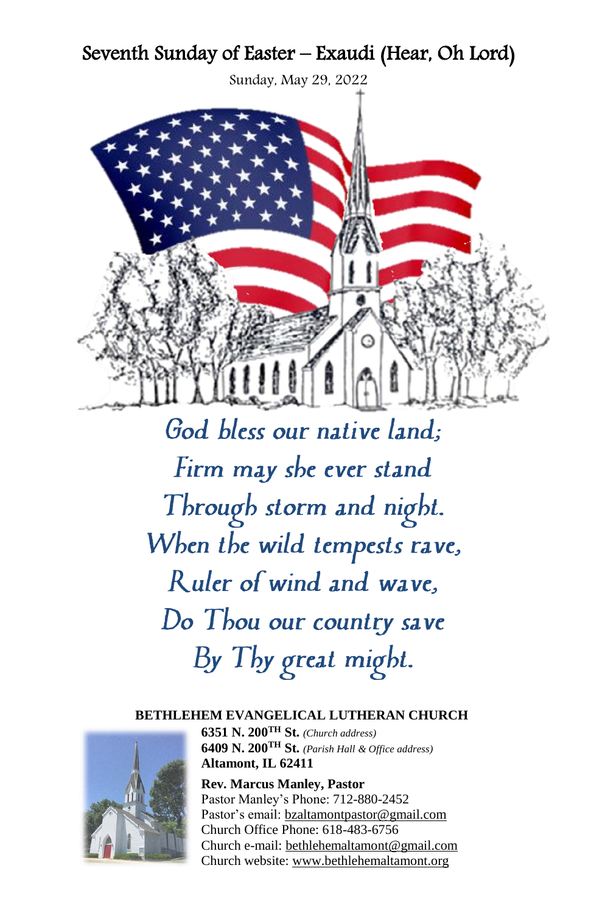# Seventh Sunday of Easter – Exaudi (Hear, Oh Lord)

Sunday, May 29, 2022

*God bless our native land;*
*Firm may she ever stand*
*Through storm and night.*
*When the wild tempests rave,*
*Ruler of wind and wave,*
*Do Thou our country save*
*By Thy great might.*

**BETHLEHEM EVANGELICAL LUTHERAN CHURCH**

**6351 N. 200TH St.** *(Church address)*
**6409 N. 200TH St.** *(Parish Hall & Office address)*
**Altamont, IL 62411**

**Rev. Marcus Manley, Pastor**
Pastor Manley's Phone: 712-880-2452
Pastor's email: bzaltamontpastor@gmail.com
Church Office Phone: 618-483-6756
Church e-mail: bethlehemaltamont@gmail.com
Church website: www.bethlehemaltamont.org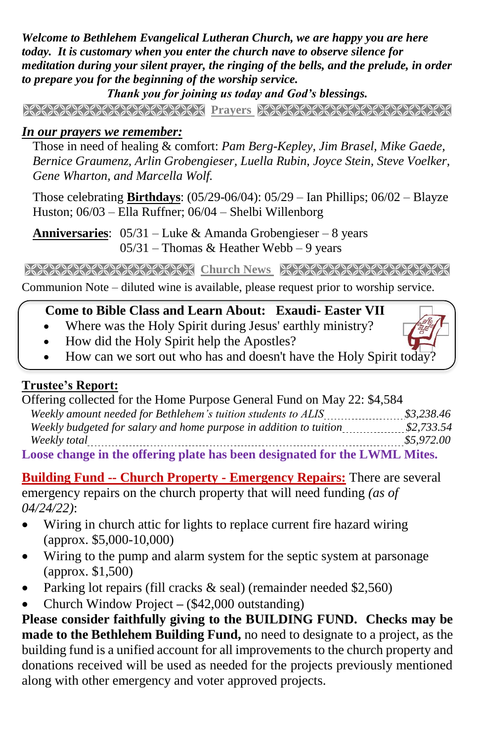***Welcome to Bethlehem Evangelical Lutheran Church, we are happy you are here today. It is customary when you enter the church nave to observe silence for meditation during your silent prayer, the ringing of the bells, and the prelude, in order to prepare you for the beginning of the worship service.***

***Thank you for joining us today and God's blessings.***

## Prayers

***In our prayers we remember:***

Those in need of healing & comfort: *Pam Berg-Kepley, Jim Brasel, Mike Gaede, Bernice Graumenz, Arlin Grobengieser, Luella Rubin, Joyce Stein, Steve Voelker, Gene Wharton, and Marcella Wolf.*

Those celebrating **Birthdays**: (05/29-06/04): 05/29 – Ian Phillips; 06/02 – Blayze Huston; 06/03 – Ella Ruffner; 06/04 – Shelbi Willenborg

**Anniversaries**: 05/31 – Luke & Amanda Grobengieser – 8 years
05/31 – Thomas & Heather Webb – 9 years

## Church News

Communion Note – diluted wine is available, please request prior to worship service.

**Come to Bible Class and Learn About: Exaudi- Easter VII**

- Where was the Holy Spirit during Jesus' earthly ministry?
- How did the Holy Spirit help the Apostles?
- How can we sort out who has and doesn't have the Holy Spirit today?

**Trustee's Report:**

Offering collected for the Home Purpose General Fund on May 22: $4,584

| | |
|---|---|
| *Weekly amount needed for Bethlehem's tuition students to ALIS* | *$3,238.46* |
| *Weekly budgeted for salary and home purpose in addition to tuition* | *$2,733.54* |
| *Weekly total* | *$5,972.00* |

**Loose change in the offering plate has been designated for the LWML Mites.**

**Building Fund -- Church Property - Emergency Repairs:** There are several emergency repairs on the church property that will need funding *(as of 04/24/22)*:

- Wiring in church attic for lights to replace current fire hazard wiring (approx. $5,000-10,000)
- Wiring to the pump and alarm system for the septic system at parsonage (approx. $1,500)
- Parking lot repairs (fill cracks & seal) (remainder needed $2,560)
- Church Window Project – ($42,000 outstanding)

**Please consider faithfully giving to the BUILDING FUND. Checks may be made to the Bethlehem Building Fund,** no need to designate to a project, as the building fund is a unified account for all improvements to the church property and donations received will be used as needed for the projects previously mentioned along with other emergency and voter approved projects.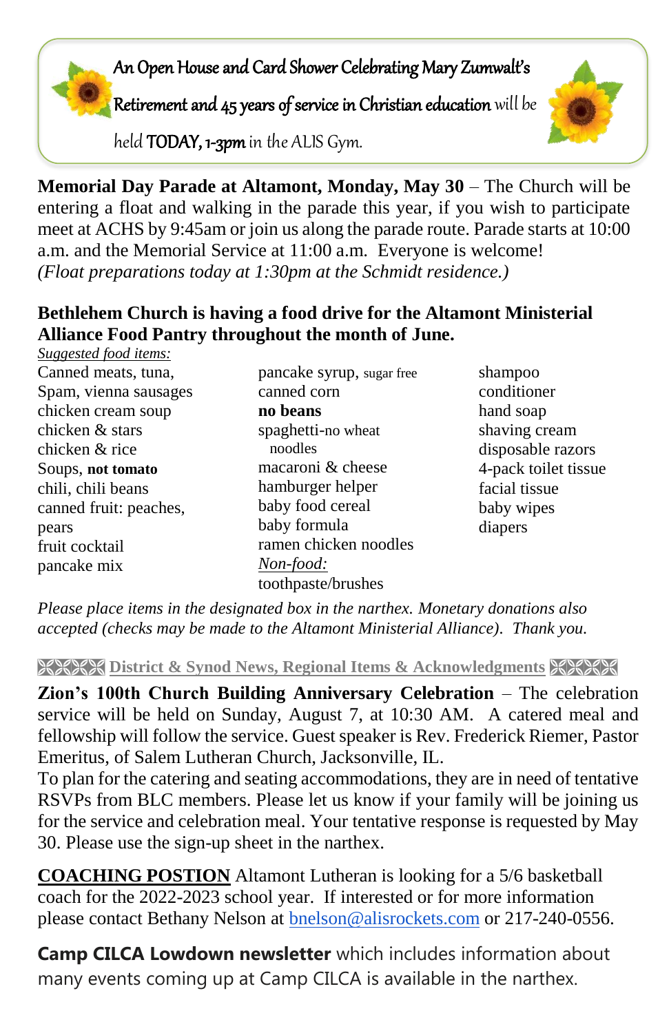An Open House and Card Shower Celebrating Mary Zumwalt's Retirement and 45 years of service in Christian education will be held **TODAY, 1-3pm** in the ALIS Gym.

**Memorial Day Parade at Altamont, Monday, May 30** – The Church will be entering a float and walking in the parade this year, if you wish to participate meet at ACHS by 9:45am or join us along the parade route. Parade starts at 10:00 a.m. and the Memorial Service at 11:00 a.m. Everyone is welcome!
*(Float preparations today at 1:30pm at the Schmidt residence.)*

**Bethlehem Church is having a food drive for the Altamont Ministerial Alliance Food Pantry throughout the month of June.**

*Suggested food items:*

Canned meats, tuna,
Spam, vienna sausages
chicken cream soup
chicken & stars
chicken & rice
Soups, **not tomato**
chili, chili beans
canned fruit: peaches, pears
fruit cocktail
pancake mix
pancake syrup, sugar free
canned corn
**no beans**
spaghetti-no wheat noodles
macaroni & cheese
hamburger helper
baby food cereal
baby formula
ramen chicken noodles

*Non-food:*

toothpaste/brushes
shampoo
conditioner
hand soap
shaving cream
disposable razors
4-pack toilet tissue
facial tissue
baby wipes
diapers

*Please place items in the designated box in the narthex. Monetary donations also accepted (checks may be made to the Altamont Ministerial Alliance). Thank you.*

## District & Synod News, Regional Items & Acknowledgments

**Zion's 100th Church Building Anniversary Celebration** – The celebration service will be held on Sunday, August 7, at 10:30 AM. A catered meal and fellowship will follow the service. Guest speaker is Rev. Frederick Riemer, Pastor Emeritus, of Salem Lutheran Church, Jacksonville, IL.
To plan for the catering and seating accommodations, they are in need of tentative RSVPs from BLC members. Please let us know if your family will be joining us for the service and celebration meal. Your tentative response is requested by May 30. Please use the sign-up sheet in the narthex.

**COACHING POSTION** Altamont Lutheran is looking for a 5/6 basketball coach for the 2022-2023 school year. If interested or for more information please contact Bethany Nelson at bnelson@alisrockets.com or 217-240-0556.

**Camp CILCA Lowdown newsletter** which includes information about many events coming up at Camp CILCA is available in the narthex.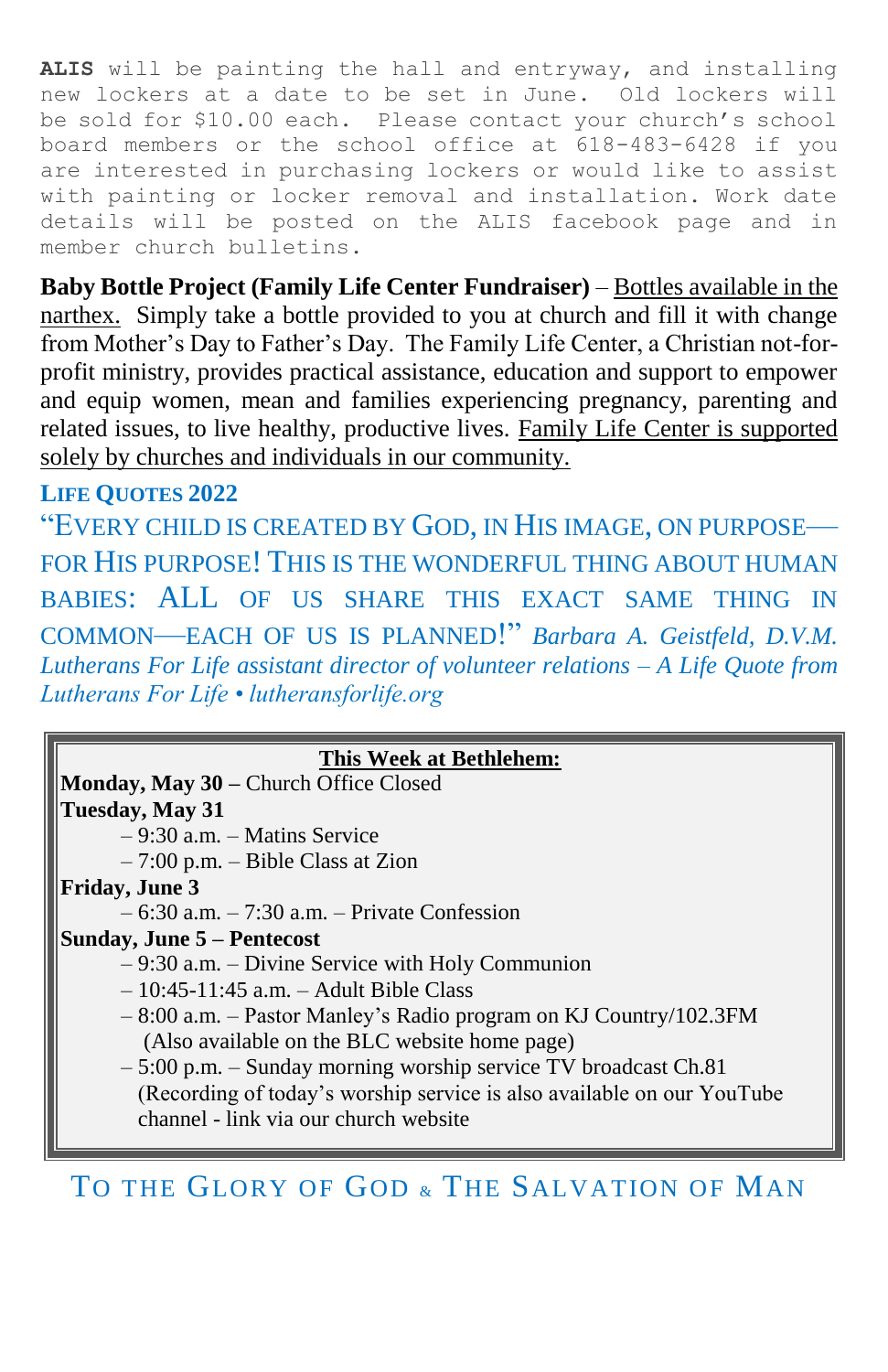**ALIS** will be painting the hall and entryway, and installing new lockers at a date to be set in June. Old lockers will be sold for $10.00 each. Please contact your church's school board members or the school office at 618-483-6428 if you are interested in purchasing lockers or would like to assist with painting or locker removal and installation. Work date details will be posted on the ALIS facebook page and in member church bulletins.

**Baby Bottle Project (Family Life Center Fundraiser)** – Bottles available in the narthex. Simply take a bottle provided to you at church and fill it with change from Mother's Day to Father's Day. The Family Life Center, a Christian not-for-profit ministry, provides practical assistance, education and support to empower and equip women, mean and families experiencing pregnancy, parenting and related issues, to live healthy, productive lives. Family Life Center is supported solely by churches and individuals in our community.

## LIFE QUOTES 2022

"EVERY CHILD IS CREATED BY GOD, IN HIS IMAGE, ON PURPOSE—FOR HIS PURPOSE! THIS IS THE WONDERFUL THING ABOUT HUMAN BABIES: ALL OF US SHARE THIS EXACT SAME THING IN COMMON—EACH OF US IS PLANNED!" *Barbara A. Geistfeld, D.V.M. Lutherans For Life assistant director of volunteer relations – A Life Quote from Lutherans For Life • lutheransforlife.org*

**This Week at Bethlehem:**

**Monday, May 30 –** Church Office Closed

**Tuesday, May 31**
- 9:30 a.m. – Matins Service
- 7:00 p.m. – Bible Class at Zion

**Friday, June 3**
- 6:30 a.m. – 7:30 a.m. – Private Confession

**Sunday, June 5 – Pentecost**
- 9:30 a.m. – Divine Service with Holy Communion
- 10:45-11:45 a.m. – Adult Bible Class
- 8:00 a.m. – Pastor Manley's Radio program on KJ Country/102.3FM (Also available on the BLC website home page)
- 5:00 p.m. – Sunday morning worship service TV broadcast Ch.81 (Recording of today's worship service is also available on our YouTube channel - link via our church website

TO THE GLORY OF GOD & THE SALVATION OF MAN